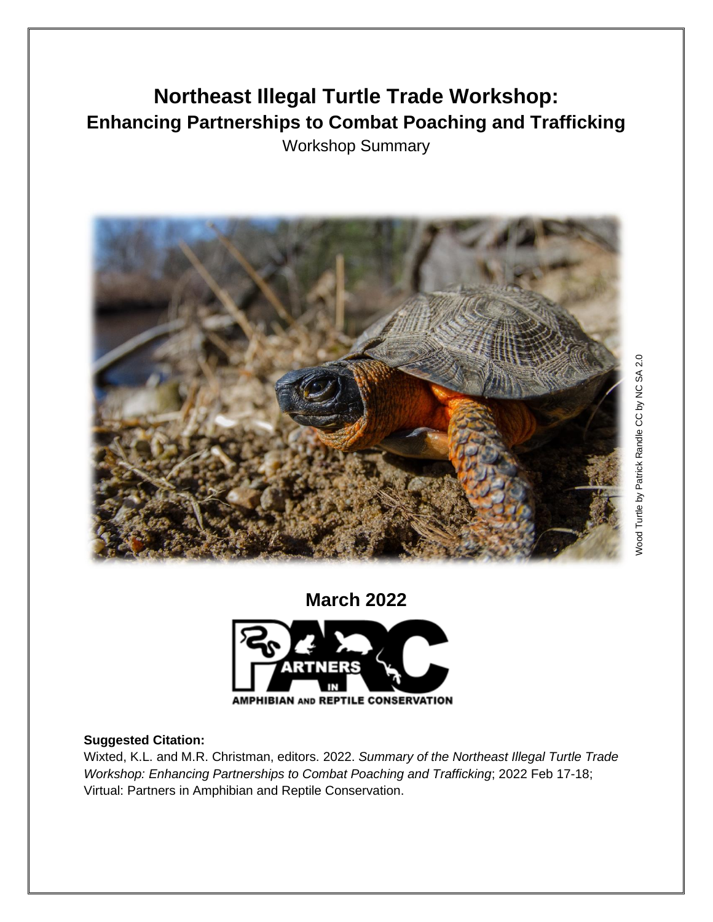# Northeast Illegal Turtle Trade Workshop:
## Enhancing Partnerships to Combat Poaching and Trafficking

Workshop Summary

Wood Turtle by Patrick Randle CC by NC SA 2.0

**March 2022**

PARTNERS IN AMPHIBIAN AND REPTILE CONSERVATION

**Suggested Citation:**

Wixted, K.L. and M.R. Christman, editors. 2022. *Summary of the Northeast Illegal Turtle Trade Workshop: Enhancing Partnerships to Combat Poaching and Trafficking*; 2022 Feb 17-18; Virtual: Partners in Amphibian and Reptile Conservation.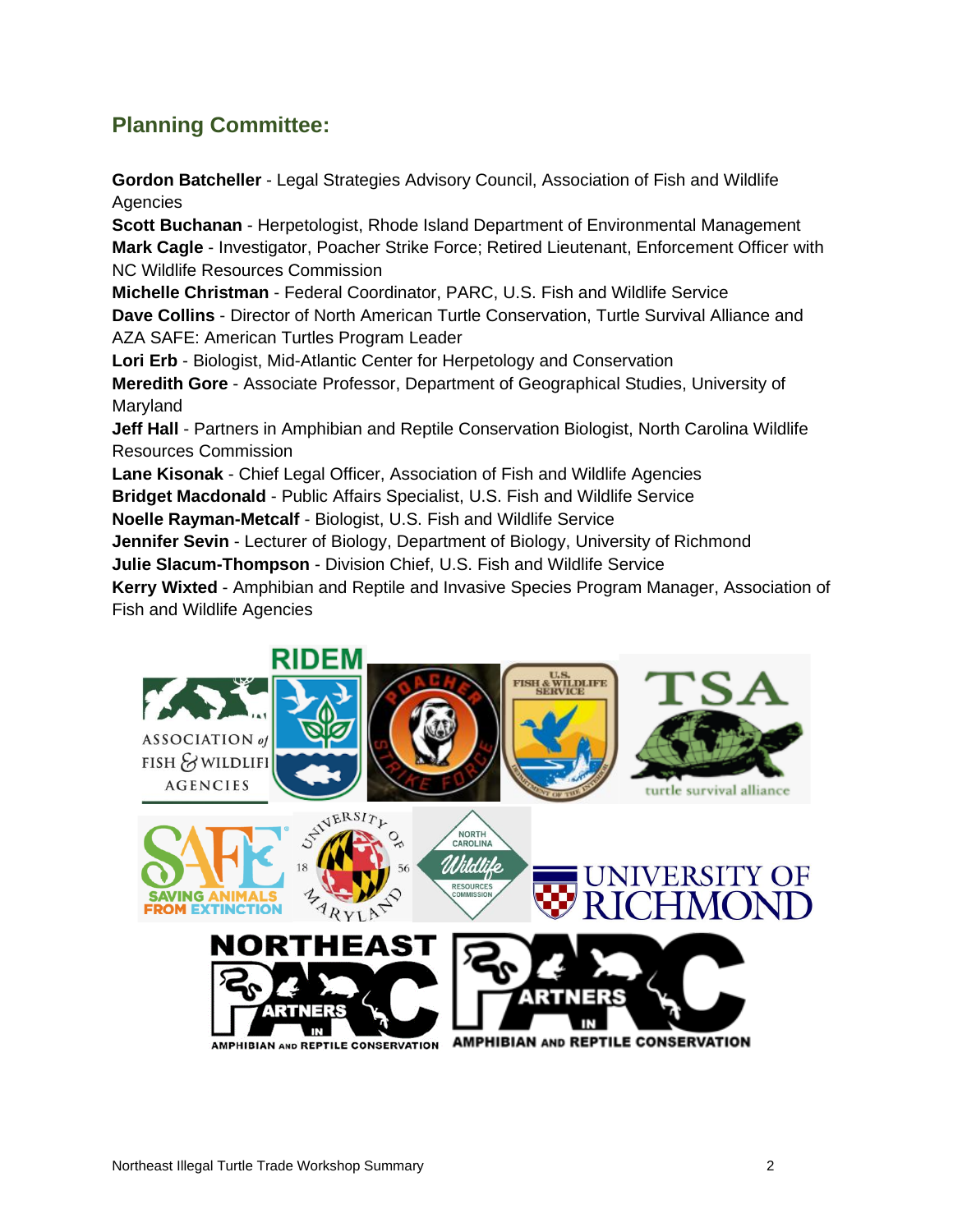## Planning Committee:

**Gordon Batcheller** - Legal Strategies Advisory Council, Association of Fish and Wildlife Agencies
**Scott Buchanan** - Herpetologist, Rhode Island Department of Environmental Management
**Mark Cagle** - Investigator, Poacher Strike Force; Retired Lieutenant, Enforcement Officer with NC Wildlife Resources Commission
**Michelle Christman** - Federal Coordinator, PARC, U.S. Fish and Wildlife Service
**Dave Collins** - Director of North American Turtle Conservation, Turtle Survival Alliance and AZA SAFE: American Turtles Program Leader
**Lori Erb** - Biologist, Mid-Atlantic Center for Herpetology and Conservation
**Meredith Gore** - Associate Professor, Department of Geographical Studies, University of Maryland
**Jeff Hall** - Partners in Amphibian and Reptile Conservation Biologist, North Carolina Wildlife Resources Commission
**Lane Kisonak** - Chief Legal Officer, Association of Fish and Wildlife Agencies
**Bridget Macdonald** - Public Affairs Specialist, U.S. Fish and Wildlife Service
**Noelle Rayman-Metcalf** - Biologist, U.S. Fish and Wildlife Service
**Jennifer Sevin** - Lecturer of Biology, Department of Biology, University of Richmond
**Julie Slacum-Thompson** - Division Chief, U.S. Fish and Wildlife Service
**Kerry Wixted** - Amphibian and Reptile and Invasive Species Program Manager, Association of Fish and Wildlife Agencies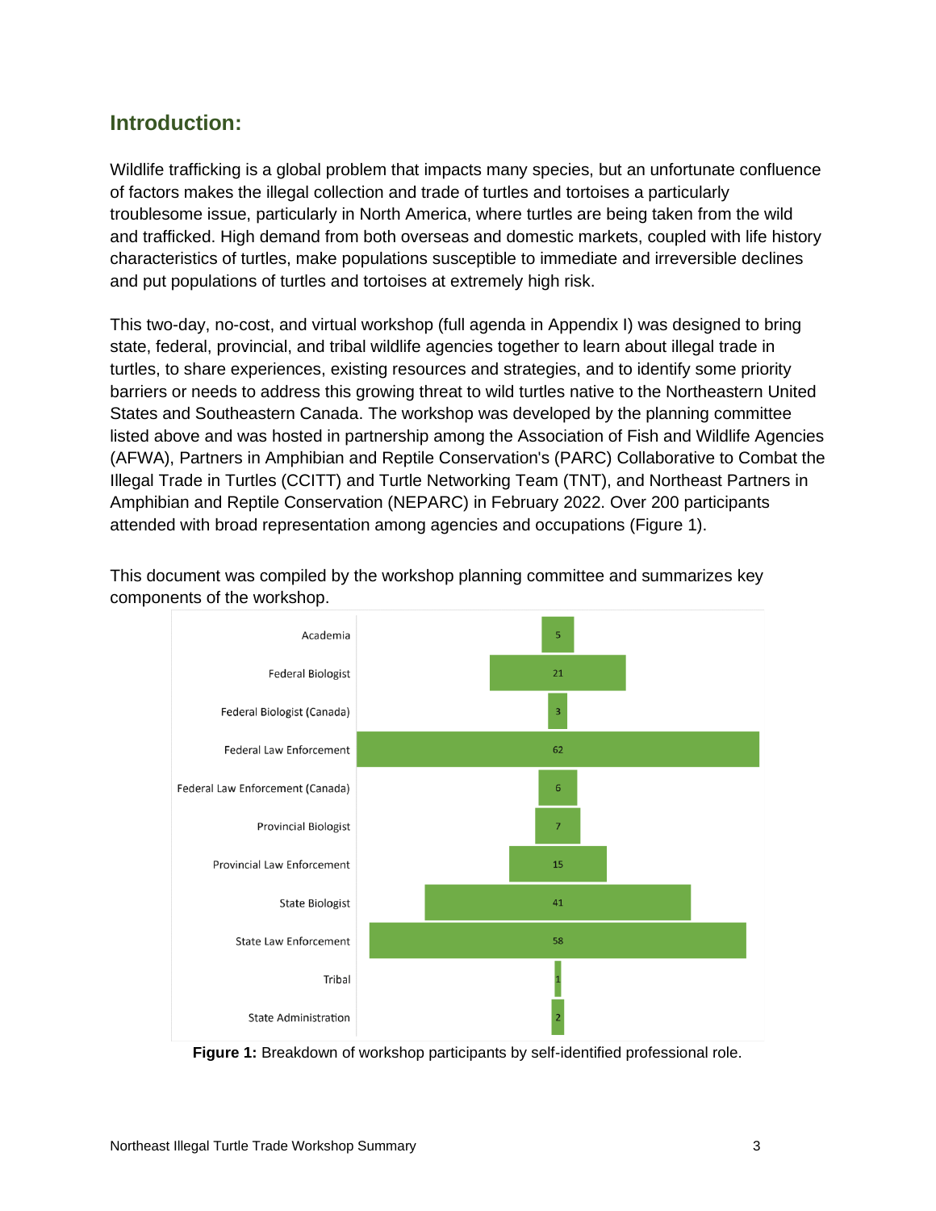## Introduction:

Wildlife trafficking is a global problem that impacts many species, but an unfortunate confluence of factors makes the illegal collection and trade of turtles and tortoises a particularly troublesome issue, particularly in North America, where turtles are being taken from the wild and trafficked. High demand from both overseas and domestic markets, coupled with life history characteristics of turtles, make populations susceptible to immediate and irreversible declines and put populations of turtles and tortoises at extremely high risk.

This two-day, no-cost, and virtual workshop (full agenda in Appendix I) was designed to bring state, federal, provincial, and tribal wildlife agencies together to learn about illegal trade in turtles, to share experiences, existing resources and strategies, and to identify some priority barriers or needs to address this growing threat to wild turtles native to the Northeastern United States and Southeastern Canada. The workshop was developed by the planning committee listed above and was hosted in partnership among the Association of Fish and Wildlife Agencies (AFWA), Partners in Amphibian and Reptile Conservation's (PARC) Collaborative to Combat the Illegal Trade in Turtles (CCITT) and Turtle Networking Team (TNT), and Northeast Partners in Amphibian and Reptile Conservation (NEPARC) in February 2022. Over 200 participants attended with broad representation among agencies and occupations (Figure 1).

This document was compiled by the workshop planning committee and summarizes key components of the workshop.

| Professional Role | Participants |
|---|---|
| Academia | 5 |
| Federal Biologist | 21 |
| Federal Biologist (Canada) | 3 |
| Federal Law Enforcement | 62 |
| Federal Law Enforcement (Canada) | 6 |
| Provincial Biologist | 7 |
| Provincial Law Enforcement | 15 |
| State Biologist | 41 |
| State Law Enforcement | 58 |
| Tribal | 1 |
| State Administration | 2 |

**Figure 1:** Breakdown of workshop participants by self-identified professional role.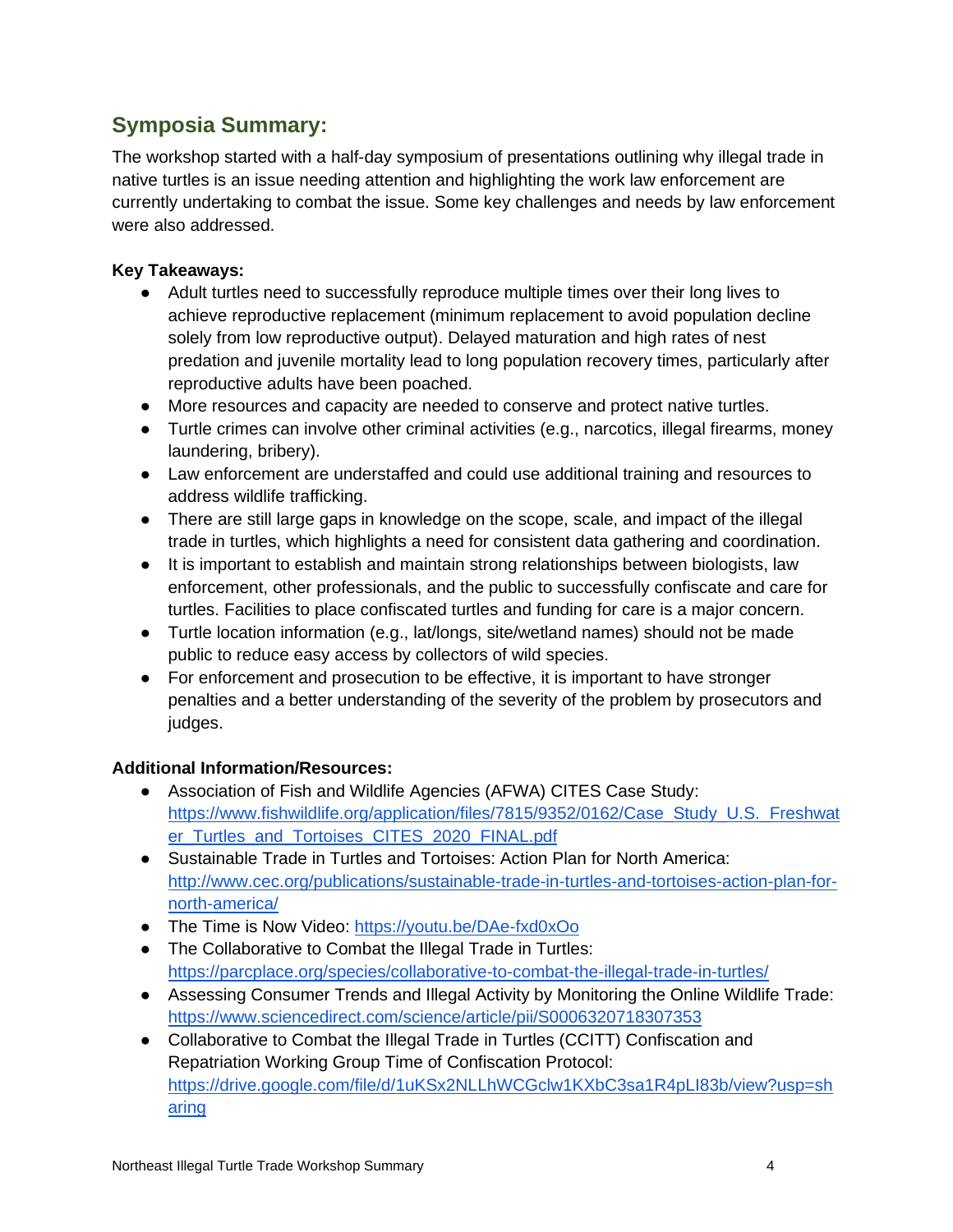## Symposia Summary:

The workshop started with a half-day symposium of presentations outlining why illegal trade in native turtles is an issue needing attention and highlighting the work law enforcement are currently undertaking to combat the issue. Some key challenges and needs by law enforcement were also addressed.

**Key Takeaways:**

- Adult turtles need to successfully reproduce multiple times over their long lives to achieve reproductive replacement (minimum replacement to avoid population decline solely from low reproductive output). Delayed maturation and high rates of nest predation and juvenile mortality lead to long population recovery times, particularly after reproductive adults have been poached.
- More resources and capacity are needed to conserve and protect native turtles.
- Turtle crimes can involve other criminal activities (e.g., narcotics, illegal firearms, money laundering, bribery).
- Law enforcement are understaffed and could use additional training and resources to address wildlife trafficking.
- There are still large gaps in knowledge on the scope, scale, and impact of the illegal trade in turtles, which highlights a need for consistent data gathering and coordination.
- It is important to establish and maintain strong relationships between biologists, law enforcement, other professionals, and the public to successfully confiscate and care for turtles. Facilities to place confiscated turtles and funding for care is a major concern.
- Turtle location information (e.g., lat/longs, site/wetland names) should not be made public to reduce easy access by collectors of wild species.
- For enforcement and prosecution to be effective, it is important to have stronger penalties and a better understanding of the severity of the problem by prosecutors and judges.

**Additional Information/Resources:**

- Association of Fish and Wildlife Agencies (AFWA) CITES Case Study: https://www.fishwildlife.org/application/files/7815/9352/0162/Case_Study_U.S._Freshwater_Turtles_and_Tortoises_CITES_2020_FINAL.pdf
- Sustainable Trade in Turtles and Tortoises: Action Plan for North America: http://www.cec.org/publications/sustainable-trade-in-turtles-and-tortoises-action-plan-for-north-america/
- The Time is Now Video: https://youtu.be/DAe-fxd0xOo
- The Collaborative to Combat the Illegal Trade in Turtles: https://parcplace.org/species/collaborative-to-combat-the-illegal-trade-in-turtles/
- Assessing Consumer Trends and Illegal Activity by Monitoring the Online Wildlife Trade: https://www.sciencedirect.com/science/article/pii/S0006320718307353
- Collaborative to Combat the Illegal Trade in Turtles (CCITT) Confiscation and Repatriation Working Group Time of Confiscation Protocol: https://drive.google.com/file/d/1uKSx2NLLhWCGclw1KXbC3sa1R4pLI83b/view?usp=sharing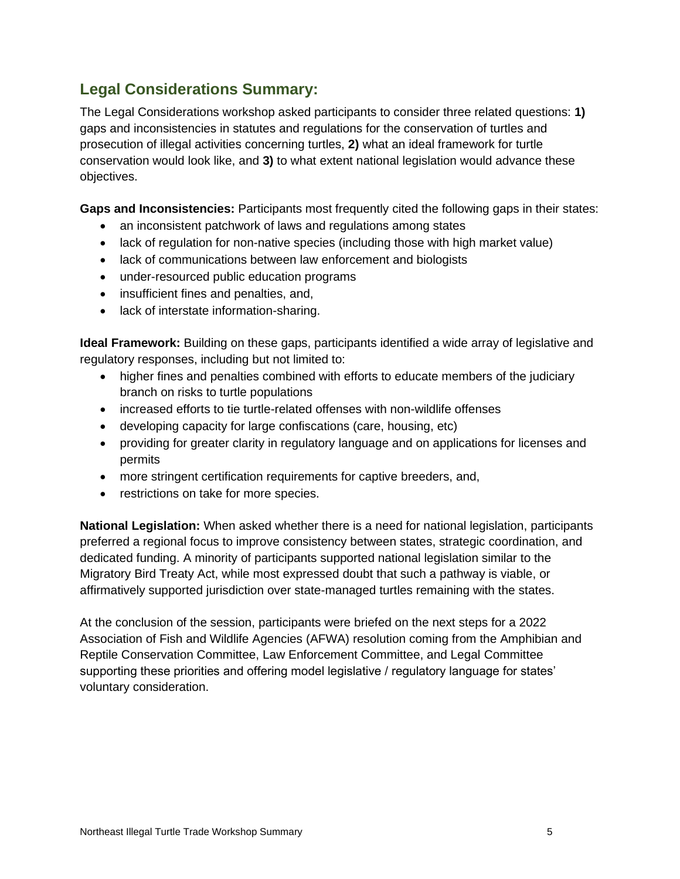## Legal Considerations Summary:

The Legal Considerations workshop asked participants to consider three related questions: **1)** gaps and inconsistencies in statutes and regulations for the conservation of turtles and prosecution of illegal activities concerning turtles, **2)** what an ideal framework for turtle conservation would look like, and **3)** to what extent national legislation would advance these objectives.

**Gaps and Inconsistencies:** Participants most frequently cited the following gaps in their states:

- an inconsistent patchwork of laws and regulations among states
- lack of regulation for non-native species (including those with high market value)
- lack of communications between law enforcement and biologists
- under-resourced public education programs
- insufficient fines and penalties, and,
- lack of interstate information-sharing.

**Ideal Framework:** Building on these gaps, participants identified a wide array of legislative and regulatory responses, including but not limited to:

- higher fines and penalties combined with efforts to educate members of the judiciary branch on risks to turtle populations
- increased efforts to tie turtle-related offenses with non-wildlife offenses
- developing capacity for large confiscations (care, housing, etc)
- providing for greater clarity in regulatory language and on applications for licenses and permits
- more stringent certification requirements for captive breeders, and,
- restrictions on take for more species.

**National Legislation:** When asked whether there is a need for national legislation, participants preferred a regional focus to improve consistency between states, strategic coordination, and dedicated funding. A minority of participants supported national legislation similar to the Migratory Bird Treaty Act, while most expressed doubt that such a pathway is viable, or affirmatively supported jurisdiction over state-managed turtles remaining with the states.

At the conclusion of the session, participants were briefed on the next steps for a 2022 Association of Fish and Wildlife Agencies (AFWA) resolution coming from the Amphibian and Reptile Conservation Committee, Law Enforcement Committee, and Legal Committee supporting these priorities and offering model legislative / regulatory language for states' voluntary consideration.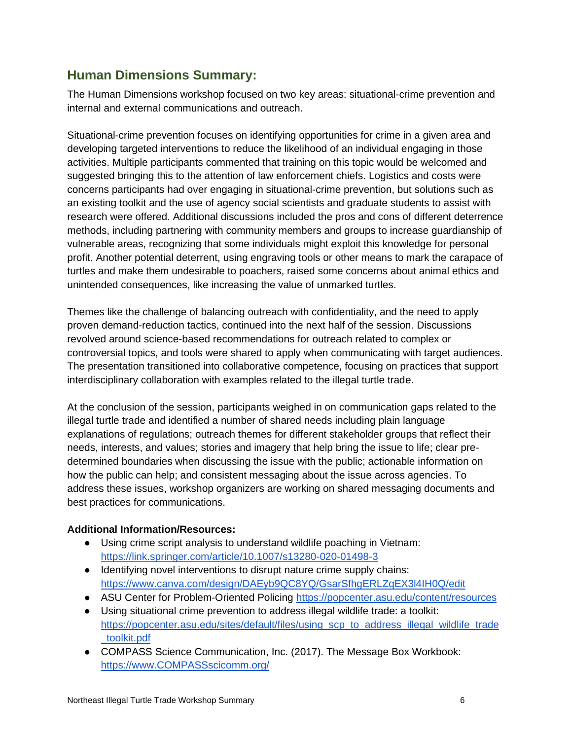## Human Dimensions Summary:

The Human Dimensions workshop focused on two key areas: situational-crime prevention and internal and external communications and outreach.

Situational-crime prevention focuses on identifying opportunities for crime in a given area and developing targeted interventions to reduce the likelihood of an individual engaging in those activities. Multiple participants commented that training on this topic would be welcomed and suggested bringing this to the attention of law enforcement chiefs. Logistics and costs were concerns participants had over engaging in situational-crime prevention, but solutions such as an existing toolkit and the use of agency social scientists and graduate students to assist with research were offered. Additional discussions included the pros and cons of different deterrence methods, including partnering with community members and groups to increase guardianship of vulnerable areas, recognizing that some individuals might exploit this knowledge for personal profit. Another potential deterrent, using engraving tools or other means to mark the carapace of turtles and make them undesirable to poachers, raised some concerns about animal ethics and unintended consequences, like increasing the value of unmarked turtles.

Themes like the challenge of balancing outreach with confidentiality, and the need to apply proven demand-reduction tactics, continued into the next half of the session. Discussions revolved around science-based recommendations for outreach related to complex or controversial topics, and tools were shared to apply when communicating with target audiences. The presentation transitioned into collaborative competence, focusing on practices that support interdisciplinary collaboration with examples related to the illegal turtle trade.

At the conclusion of the session, participants weighed in on communication gaps related to the illegal turtle trade and identified a number of shared needs including plain language explanations of regulations; outreach themes for different stakeholder groups that reflect their needs, interests, and values; stories and imagery that help bring the issue to life; clear pre-determined boundaries when discussing the issue with the public; actionable information on how the public can help; and consistent messaging about the issue across agencies. To address these issues, workshop organizers are working on shared messaging documents and best practices for communications.

**Additional Information/Resources:**

- Using crime script analysis to understand wildlife poaching in Vietnam: https://link.springer.com/article/10.1007/s13280-020-01498-3
- Identifying novel interventions to disrupt nature crime supply chains: https://www.canva.com/design/DAEyb9QC8YQ/GsarSfhgERLZqEX3l4IH0Q/edit
- ASU Center for Problem-Oriented Policing https://popcenter.asu.edu/content/resources
- Using situational crime prevention to address illegal wildlife trade: a toolkit: https://popcenter.asu.edu/sites/default/files/using_scp_to_address_illegal_wildlife_trade_toolkit.pdf
- COMPASS Science Communication, Inc. (2017). The Message Box Workbook: https://www.COMPASSscicomm.org/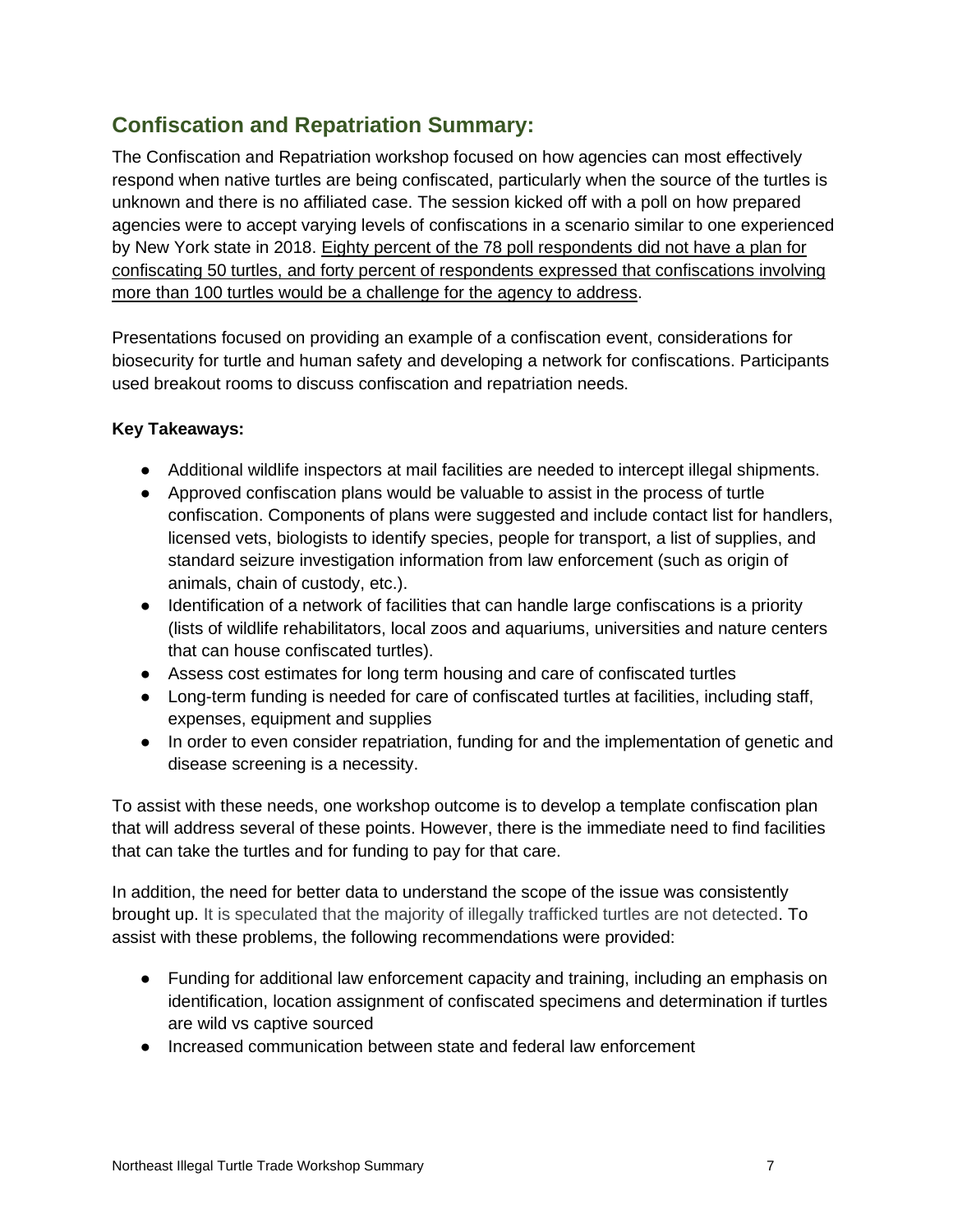## Confiscation and Repatriation Summary:

The Confiscation and Repatriation workshop focused on how agencies can most effectively respond when native turtles are being confiscated, particularly when the source of the turtles is unknown and there is no affiliated case. The session kicked off with a poll on how prepared agencies were to accept varying levels of confiscations in a scenario similar to one experienced by New York state in 2018. Eighty percent of the 78 poll respondents did not have a plan for confiscating 50 turtles, and forty percent of respondents expressed that confiscations involving more than 100 turtles would be a challenge for the agency to address.

Presentations focused on providing an example of a confiscation event, considerations for biosecurity for turtle and human safety and developing a network for confiscations. Participants used breakout rooms to discuss confiscation and repatriation needs.

**Key Takeaways:**

- Additional wildlife inspectors at mail facilities are needed to intercept illegal shipments.
- Approved confiscation plans would be valuable to assist in the process of turtle confiscation. Components of plans were suggested and include contact list for handlers, licensed vets, biologists to identify species, people for transport, a list of supplies, and standard seizure investigation information from law enforcement (such as origin of animals, chain of custody, etc.).
- Identification of a network of facilities that can handle large confiscations is a priority (lists of wildlife rehabilitators, local zoos and aquariums, universities and nature centers that can house confiscated turtles).
- Assess cost estimates for long term housing and care of confiscated turtles
- Long-term funding is needed for care of confiscated turtles at facilities, including staff, expenses, equipment and supplies
- In order to even consider repatriation, funding for and the implementation of genetic and disease screening is a necessity.

To assist with these needs, one workshop outcome is to develop a template confiscation plan that will address several of these points. However, there is the immediate need to find facilities that can take the turtles and for funding to pay for that care.

In addition, the need for better data to understand the scope of the issue was consistently brought up. It is speculated that the majority of illegally trafficked turtles are not detected. To assist with these problems, the following recommendations were provided:

- Funding for additional law enforcement capacity and training, including an emphasis on identification, location assignment of confiscated specimens and determination if turtles are wild vs captive sourced
- Increased communication between state and federal law enforcement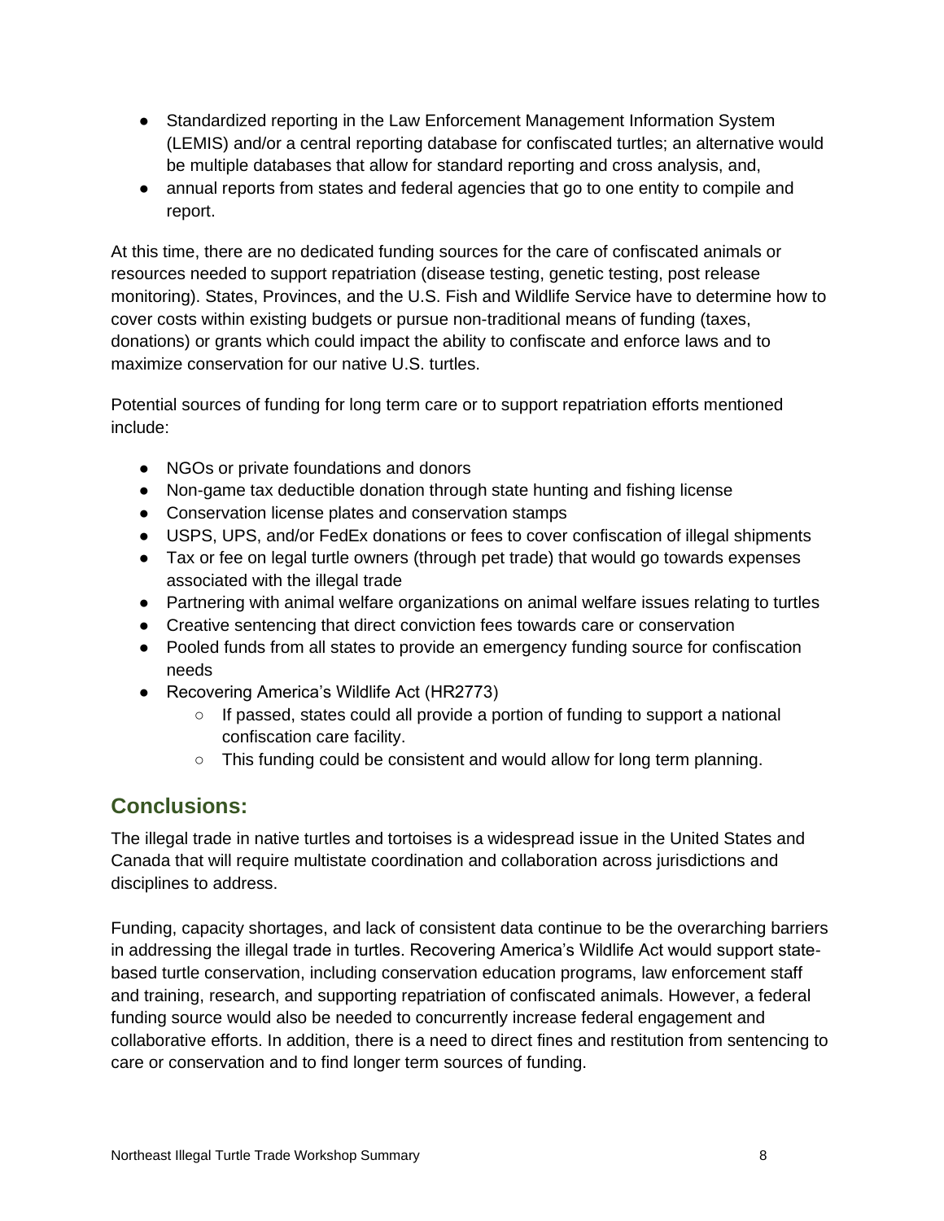- Standardized reporting in the Law Enforcement Management Information System (LEMIS) and/or a central reporting database for confiscated turtles; an alternative would be multiple databases that allow for standard reporting and cross analysis, and,
- annual reports from states and federal agencies that go to one entity to compile and report.

At this time, there are no dedicated funding sources for the care of confiscated animals or resources needed to support repatriation (disease testing, genetic testing, post release monitoring). States, Provinces, and the U.S. Fish and Wildlife Service have to determine how to cover costs within existing budgets or pursue non-traditional means of funding (taxes, donations) or grants which could impact the ability to confiscate and enforce laws and to maximize conservation for our native U.S. turtles.

Potential sources of funding for long term care or to support repatriation efforts mentioned include:

- NGOs or private foundations and donors
- Non-game tax deductible donation through state hunting and fishing license
- Conservation license plates and conservation stamps
- USPS, UPS, and/or FedEx donations or fees to cover confiscation of illegal shipments
- Tax or fee on legal turtle owners (through pet trade) that would go towards expenses associated with the illegal trade
- Partnering with animal welfare organizations on animal welfare issues relating to turtles
- Creative sentencing that direct conviction fees towards care or conservation
- Pooled funds from all states to provide an emergency funding source for confiscation needs
- Recovering America's Wildlife Act (HR2773)
    - If passed, states could all provide a portion of funding to support a national confiscation care facility.
    - This funding could be consistent and would allow for long term planning.

## Conclusions:

The illegal trade in native turtles and tortoises is a widespread issue in the United States and Canada that will require multistate coordination and collaboration across jurisdictions and disciplines to address.

Funding, capacity shortages, and lack of consistent data continue to be the overarching barriers in addressing the illegal trade in turtles. Recovering America's Wildlife Act would support state-based turtle conservation, including conservation education programs, law enforcement staff and training, research, and supporting repatriation of confiscated animals. However, a federal funding source would also be needed to concurrently increase federal engagement and collaborative efforts. In addition, there is a need to direct fines and restitution from sentencing to care or conservation and to find longer term sources of funding.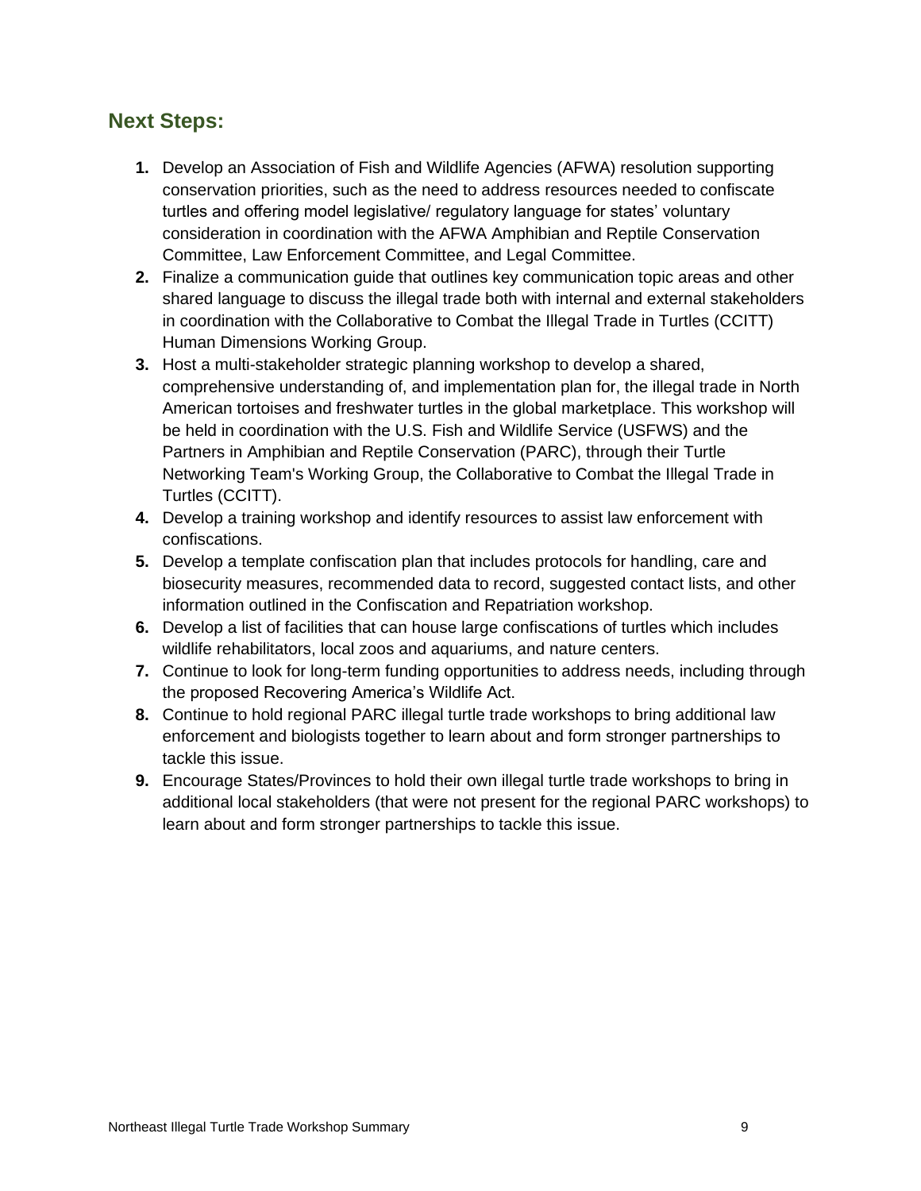## Next Steps:

1. Develop an Association of Fish and Wildlife Agencies (AFWA) resolution supporting conservation priorities, such as the need to address resources needed to confiscate turtles and offering model legislative/ regulatory language for states' voluntary consideration in coordination with the AFWA Amphibian and Reptile Conservation Committee, Law Enforcement Committee, and Legal Committee.
2. Finalize a communication guide that outlines key communication topic areas and other shared language to discuss the illegal trade both with internal and external stakeholders in coordination with the Collaborative to Combat the Illegal Trade in Turtles (CCITT) Human Dimensions Working Group.
3. Host a multi-stakeholder strategic planning workshop to develop a shared, comprehensive understanding of, and implementation plan for, the illegal trade in North American tortoises and freshwater turtles in the global marketplace. This workshop will be held in coordination with the U.S. Fish and Wildlife Service (USFWS) and the Partners in Amphibian and Reptile Conservation (PARC), through their Turtle Networking Team's Working Group, the Collaborative to Combat the Illegal Trade in Turtles (CCITT).
4. Develop a training workshop and identify resources to assist law enforcement with confiscations.
5. Develop a template confiscation plan that includes protocols for handling, care and biosecurity measures, recommended data to record, suggested contact lists, and other information outlined in the Confiscation and Repatriation workshop.
6. Develop a list of facilities that can house large confiscations of turtles which includes wildlife rehabilitators, local zoos and aquariums, and nature centers.
7. Continue to look for long-term funding opportunities to address needs, including through the proposed Recovering America's Wildlife Act.
8. Continue to hold regional PARC illegal turtle trade workshops to bring additional law enforcement and biologists together to learn about and form stronger partnerships to tackle this issue.
9. Encourage States/Provinces to hold their own illegal turtle trade workshops to bring in additional local stakeholders (that were not present for the regional PARC workshops) to learn about and form stronger partnerships to tackle this issue.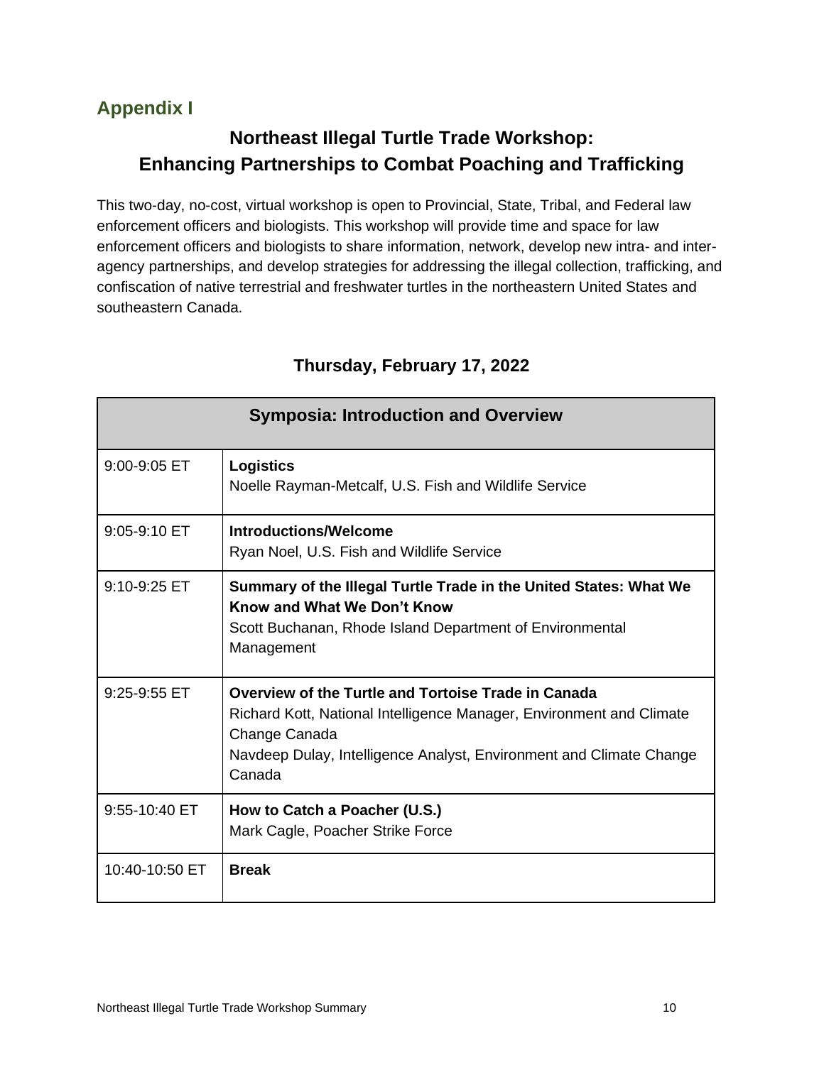## Appendix I

# Northeast Illegal Turtle Trade Workshop: Enhancing Partnerships to Combat Poaching and Trafficking

This two-day, no-cost, virtual workshop is open to Provincial, State, Tribal, and Federal law enforcement officers and biologists. This workshop will provide time and space for law enforcement officers and biologists to share information, network, develop new intra- and inter-agency partnerships, and develop strategies for addressing the illegal collection, trafficking, and confiscation of native terrestrial and freshwater turtles in the northeastern United States and southeastern Canada.

### Thursday, February 17, 2022

| Symposia: Introduction and Overview | |
|---|---|
| 9:00-9:05 ET | **Logistics**<br>Noelle Rayman-Metcalf, U.S. Fish and Wildlife Service |
| 9:05-9:10 ET | **Introductions/Welcome**<br>Ryan Noel, U.S. Fish and Wildlife Service |
| 9:10-9:25 ET | **Summary of the Illegal Turtle Trade in the United States: What We Know and What We Don't Know**<br>Scott Buchanan, Rhode Island Department of Environmental Management |
| 9:25-9:55 ET | **Overview of the Turtle and Tortoise Trade in Canada**<br>Richard Kott, National Intelligence Manager, Environment and Climate Change Canada<br>Navdeep Dulay, Intelligence Analyst, Environment and Climate Change Canada |
| 9:55-10:40 ET | **How to Catch a Poacher (U.S.)**<br>Mark Cagle, Poacher Strike Force |
| 10:40-10:50 ET | **Break** |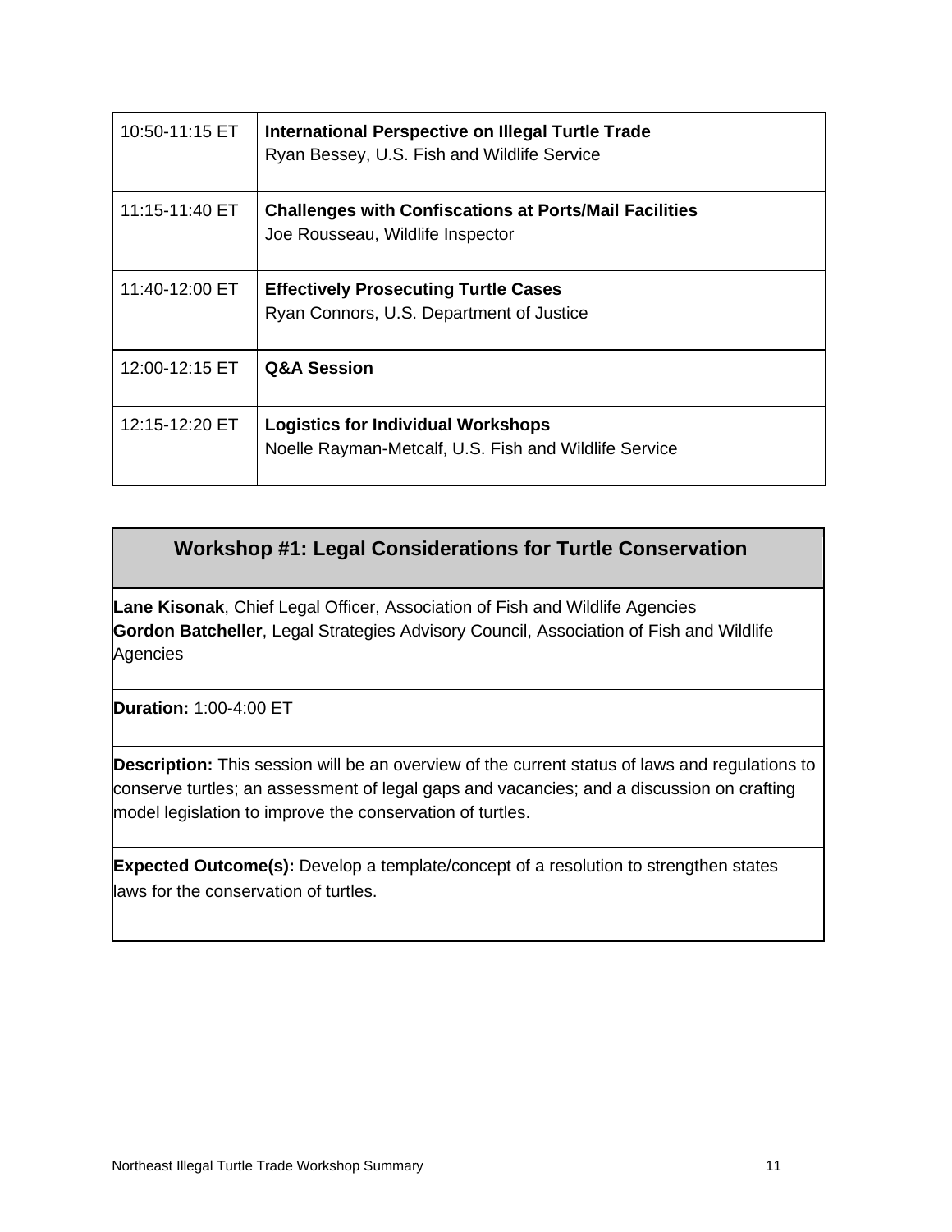| | |
|---|---|
| 10:50-11:15 ET | **International Perspective on Illegal Turtle Trade**<br>Ryan Bessey, U.S. Fish and Wildlife Service |
| 11:15-11:40 ET | **Challenges with Confiscations at Ports/Mail Facilities**<br>Joe Rousseau, Wildlife Inspector |
| 11:40-12:00 ET | **Effectively Prosecuting Turtle Cases**<br>Ryan Connors, U.S. Department of Justice |
| 12:00-12:15 ET | **Q&A Session** |
| 12:15-12:20 ET | **Logistics for Individual Workshops**<br>Noelle Rayman-Metcalf, U.S. Fish and Wildlife Service |

## Workshop #1: Legal Considerations for Turtle Conservation

**Lane Kisonak**, Chief Legal Officer, Association of Fish and Wildlife Agencies
**Gordon Batcheller**, Legal Strategies Advisory Council, Association of Fish and Wildlife Agencies

**Duration:** 1:00-4:00 ET

**Description:** This session will be an overview of the current status of laws and regulations to conserve turtles; an assessment of legal gaps and vacancies; and a discussion on crafting model legislation to improve the conservation of turtles.

**Expected Outcome(s):** Develop a template/concept of a resolution to strengthen states laws for the conservation of turtles.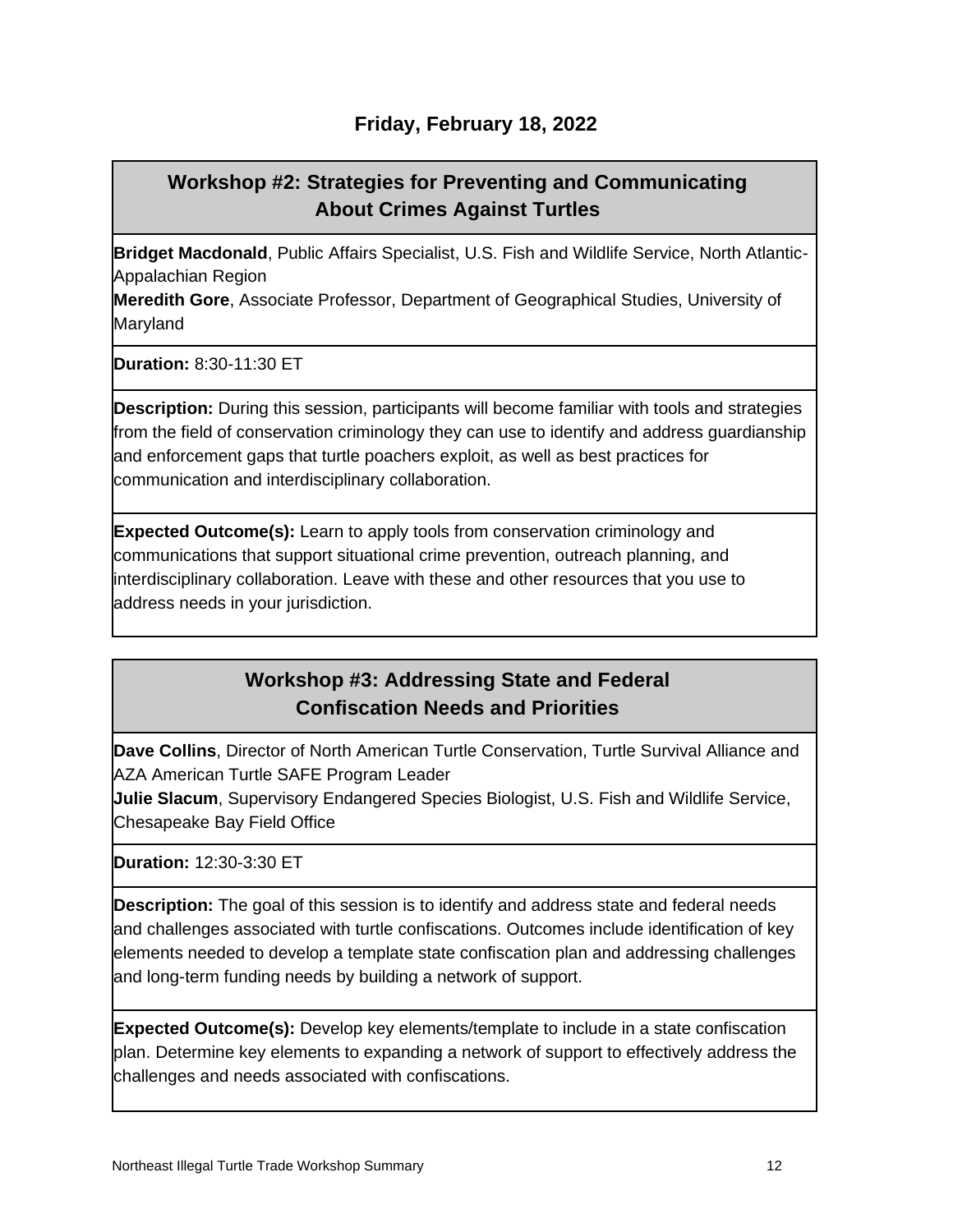## Friday, February 18, 2022

### Workshop #2: Strategies for Preventing and Communicating About Crimes Against Turtles

**Bridget Macdonald**, Public Affairs Specialist, U.S. Fish and Wildlife Service, North Atlantic-Appalachian Region
**Meredith Gore**, Associate Professor, Department of Geographical Studies, University of Maryland

**Duration:** 8:30-11:30 ET

**Description:** During this session, participants will become familiar with tools and strategies from the field of conservation criminology they can use to identify and address guardianship and enforcement gaps that turtle poachers exploit, as well as best practices for communication and interdisciplinary collaboration.

**Expected Outcome(s):** Learn to apply tools from conservation criminology and communications that support situational crime prevention, outreach planning, and interdisciplinary collaboration. Leave with these and other resources that you use to address needs in your jurisdiction.

### Workshop #3: Addressing State and Federal Confiscation Needs and Priorities

**Dave Collins**, Director of North American Turtle Conservation, Turtle Survival Alliance and AZA American Turtle SAFE Program Leader
**Julie Slacum**, Supervisory Endangered Species Biologist, U.S. Fish and Wildlife Service, Chesapeake Bay Field Office

**Duration:** 12:30-3:30 ET

**Description:** The goal of this session is to identify and address state and federal needs and challenges associated with turtle confiscations. Outcomes include identification of key elements needed to develop a template state confiscation plan and addressing challenges and long-term funding needs by building a network of support.

**Expected Outcome(s):** Develop key elements/template to include in a state confiscation plan. Determine key elements to expanding a network of support to effectively address the challenges and needs associated with confiscations.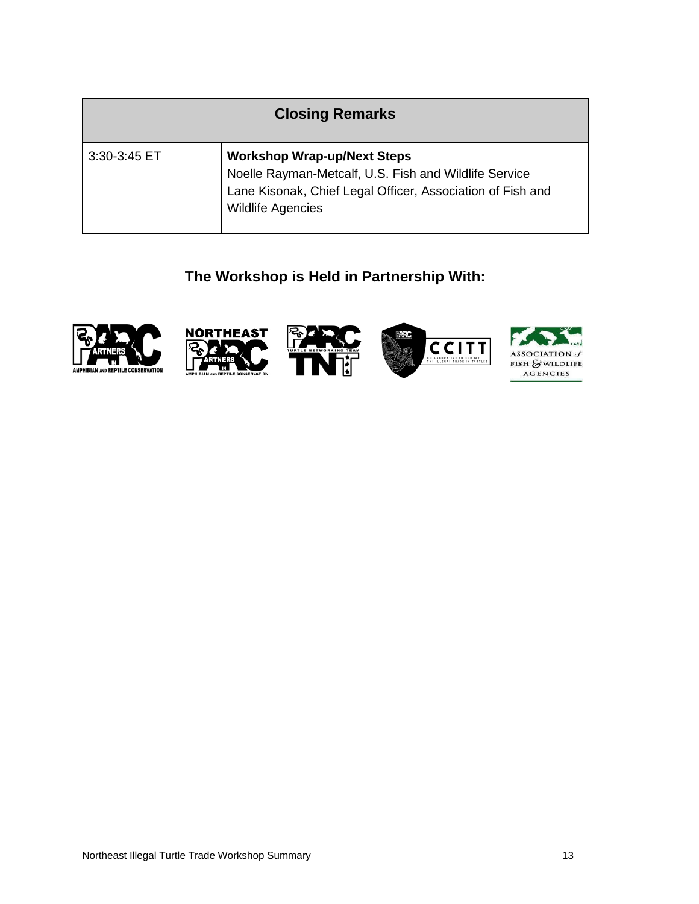| Closing Remarks | |
| --- | --- |
| 3:30-3:45 ET | **Workshop Wrap-up/Next Steps**<br>Noelle Rayman-Metcalf, U.S. Fish and Wildlife Service<br>Lane Kisonak, Chief Legal Officer, Association of Fish and Wildlife Agencies |

**The Workshop is Held in Partnership With:**